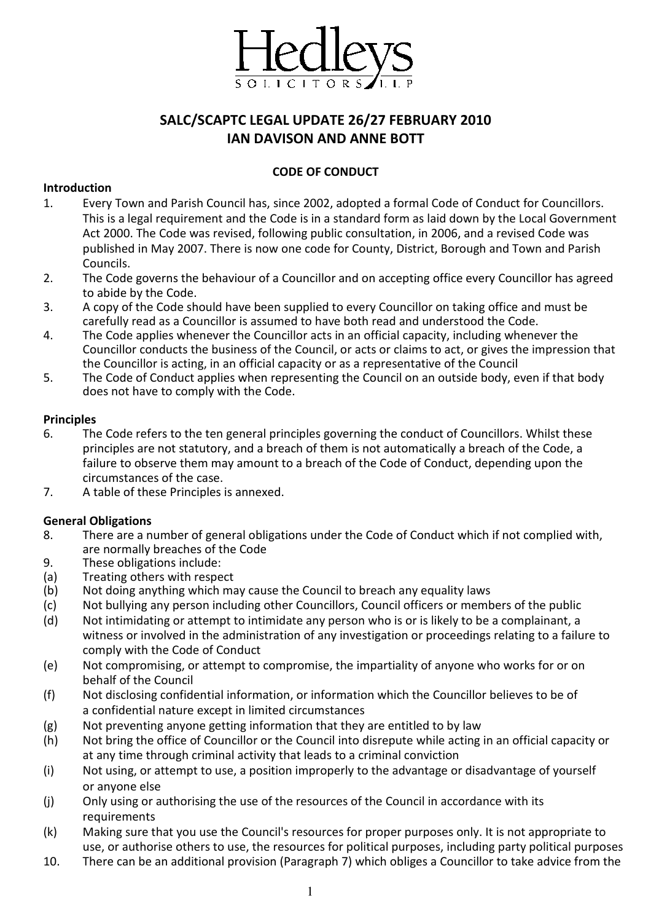Hedleys
SOLICITORS LLP

# SALC/SCAPTC LEGAL UPDATE 26/27 FEBRUARY 2010
# IAN DAVISON AND ANNE BOTT

## CODE OF CONDUCT

### Introduction

1. Every Town and Parish Council has, since 2002, adopted a formal Code of Conduct for Councillors. This is a legal requirement and the Code is in a standard form as laid down by the Local Government Act 2000. The Code was revised, following public consultation, in 2006, and a revised Code was published in May 2007. There is now one code for County, District, Borough and Town and Parish Councils.
2. The Code governs the behaviour of a Councillor and on accepting office every Councillor has agreed to abide by the Code.
3. A copy of the Code should have been supplied to every Councillor on taking office and must be carefully read as a Councillor is assumed to have both read and understood the Code.
4. The Code applies whenever the Councillor acts in an official capacity, including whenever the Councillor conducts the business of the Council, or acts or claims to act, or gives the impression that the Councillor is acting, in an official capacity or as a representative of the Council
5. The Code of Conduct applies when representing the Council on an outside body, even if that body does not have to comply with the Code.

### Principles

6. The Code refers to the ten general principles governing the conduct of Councillors. Whilst these principles are not statutory, and a breach of them is not automatically a breach of the Code, a failure to observe them may amount to a breach of the Code of Conduct, depending upon the circumstances of the case.
7. A table of these Principles is annexed.

### General Obligations

8. There are a number of general obligations under the Code of Conduct which if not complied with, are normally breaches of the Code
9. These obligations include:

(a) Treating others with respect
(b) Not doing anything which may cause the Council to breach any equality laws
(c) Not bullying any person including other Councillors, Council officers or members of the public
(d) Not intimidating or attempt to intimidate any person who is or is likely to be a complainant, a witness or involved in the administration of any investigation or proceedings relating to a failure to comply with the Code of Conduct
(e) Not compromising, or attempt to compromise, the impartiality of anyone who works for or on behalf of the Council
(f) Not disclosing confidential information, or information which the Councillor believes to be of a confidential nature except in limited circumstances
(g) Not preventing anyone getting information that they are entitled to by law
(h) Not bring the office of Councillor or the Council into disrepute while acting in an official capacity or at any time through criminal activity that leads to a criminal conviction
(i) Not using, or attempt to use, a position improperly to the advantage or disadvantage of yourself or anyone else
(j) Only using or authorising the use of the resources of the Council in accordance with its requirements
(k) Making sure that you use the Council's resources for proper purposes only. It is not appropriate to use, or authorise others to use, the resources for political purposes, including party political purposes

10. There can be an additional provision (Paragraph 7) which obliges a Councillor to take advice from the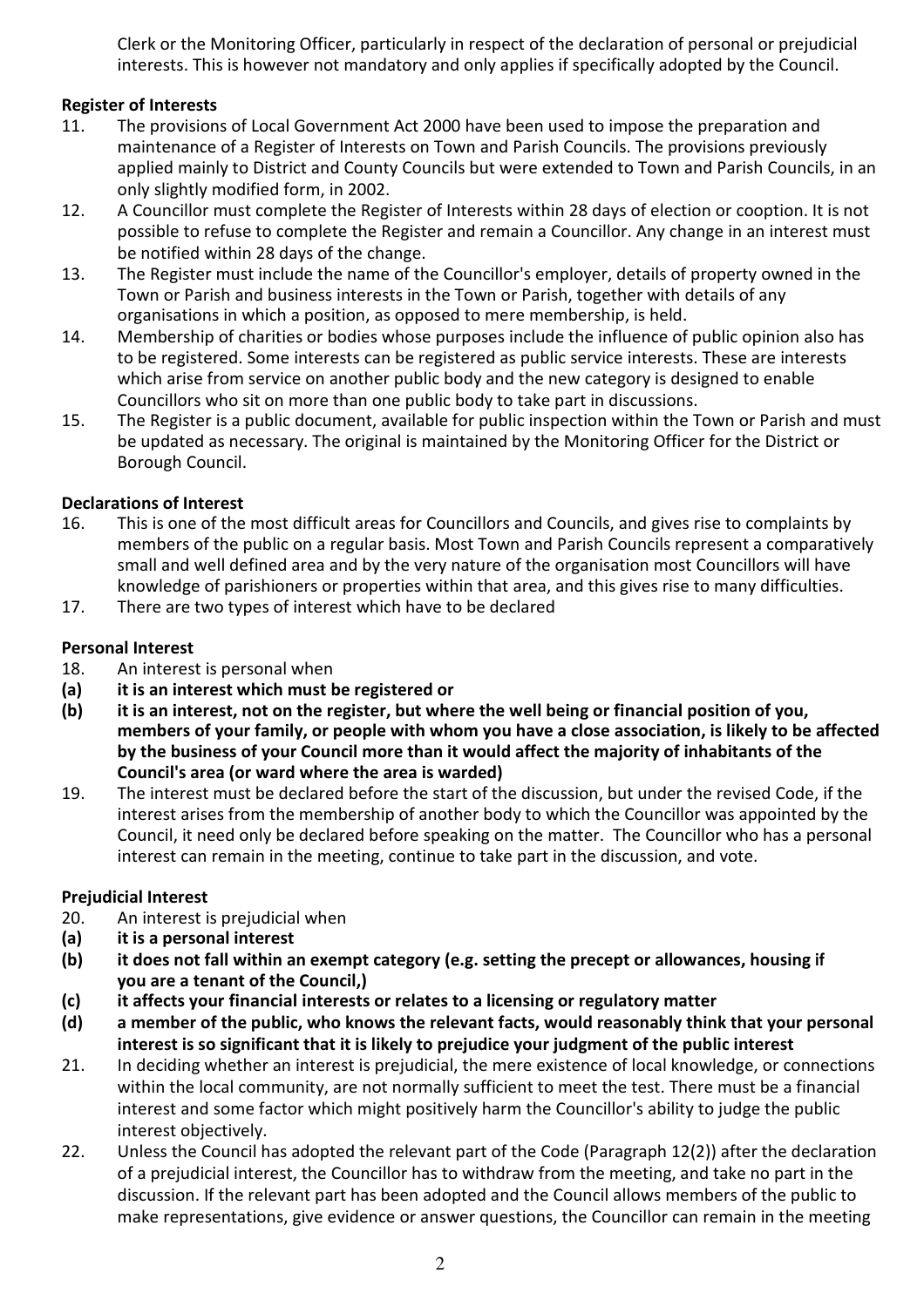Clerk or the Monitoring Officer, particularly in respect of the declaration of personal or prejudicial interests. This is however not mandatory and only applies if specifically adopted by the Council.

**Register of Interests**

11. The provisions of Local Government Act 2000 have been used to impose the preparation and maintenance of a Register of Interests on Town and Parish Councils. The provisions previously applied mainly to District and County Councils but were extended to Town and Parish Councils, in an only slightly modified form, in 2002.
12. A Councillor must complete the Register of Interests within 28 days of election or cooption. It is not possible to refuse to complete the Register and remain a Councillor. Any change in an interest must be notified within 28 days of the change.
13. The Register must include the name of the Councillor's employer, details of property owned in the Town or Parish and business interests in the Town or Parish, together with details of any organisations in which a position, as opposed to mere membership, is held.
14. Membership of charities or bodies whose purposes include the influence of public opinion also has to be registered. Some interests can be registered as public service interests. These are interests which arise from service on another public body and the new category is designed to enable Councillors who sit on more than one public body to take part in discussions.
15. The Register is a public document, available for public inspection within the Town or Parish and must be updated as necessary. The original is maintained by the Monitoring Officer for the District or Borough Council.

**Declarations of Interest**

16. This is one of the most difficult areas for Councillors and Councils, and gives rise to complaints by members of the public on a regular basis. Most Town and Parish Councils represent a comparatively small and well defined area and by the very nature of the organisation most Councillors will have knowledge of parishioners or properties within that area, and this gives rise to many difficulties.
17. There are two types of interest which have to be declared

**Personal Interest**

18. An interest is personal when

**(a) it is an interest which must be registered or**

**(b) it is an interest, not on the register, but where the well being or financial position of you, members of your family, or people with whom you have a close association, is likely to be affected by the business of your Council more than it would affect the majority of inhabitants of the Council's area (or ward where the area is warded)**

19. The interest must be declared before the start of the discussion, but under the revised Code, if the interest arises from the membership of another body to which the Councillor was appointed by the Council, it need only be declared before speaking on the matter. The Councillor who has a personal interest can remain in the meeting, continue to take part in the discussion, and vote.

**Prejudicial Interest**

20. An interest is prejudicial when

**(a) it is a personal interest**

**(b) it does not fall within an exempt category (e.g. setting the precept or allowances, housing if you are a tenant of the Council,)**

**(c) it affects your financial interests or relates to a licensing or regulatory matter**

**(d) a member of the public, who knows the relevant facts, would reasonably think that your personal interest is so significant that it is likely to prejudice your judgment of the public interest**

21. In deciding whether an interest is prejudicial, the mere existence of local knowledge, or connections within the local community, are not normally sufficient to meet the test. There must be a financial interest and some factor which might positively harm the Councillor's ability to judge the public interest objectively.
22. Unless the Council has adopted the relevant part of the Code (Paragraph 12(2)) after the declaration of a prejudicial interest, the Councillor has to withdraw from the meeting, and take no part in the discussion. If the relevant part has been adopted and the Council allows members of the public to make representations, give evidence or answer questions, the Councillor can remain in the meeting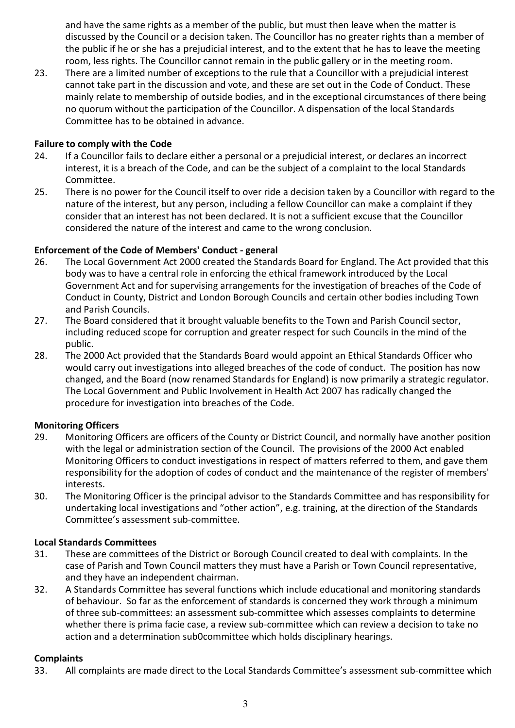and have the same rights as a member of the public, but must then leave when the matter is discussed by the Council or a decision taken. The Councillor has no greater rights than a member of the public if he or she has a prejudicial interest, and to the extent that he has to leave the meeting room, less rights. The Councillor cannot remain in the public gallery or in the meeting room.

23. There are a limited number of exceptions to the rule that a Councillor with a prejudicial interest cannot take part in the discussion and vote, and these are set out in the Code of Conduct. These mainly relate to membership of outside bodies, and in the exceptional circumstances of there being no quorum without the participation of the Councillor. A dispensation of the local Standards Committee has to be obtained in advance.

**Failure to comply with the Code**

24. If a Councillor fails to declare either a personal or a prejudicial interest, or declares an incorrect interest, it is a breach of the Code, and can be the subject of a complaint to the local Standards Committee.
25. There is no power for the Council itself to over ride a decision taken by a Councillor with regard to the nature of the interest, but any person, including a fellow Councillor can make a complaint if they consider that an interest has not been declared. It is not a sufficient excuse that the Councillor considered the nature of the interest and came to the wrong conclusion.

**Enforcement of the Code of Members' Conduct - general**

26. The Local Government Act 2000 created the Standards Board for England. The Act provided that this body was to have a central role in enforcing the ethical framework introduced by the Local Government Act and for supervising arrangements for the investigation of breaches of the Code of Conduct in County, District and London Borough Councils and certain other bodies including Town and Parish Councils.
27. The Board considered that it brought valuable benefits to the Town and Parish Council sector, including reduced scope for corruption and greater respect for such Councils in the mind of the public.
28. The 2000 Act provided that the Standards Board would appoint an Ethical Standards Officer who would carry out investigations into alleged breaches of the code of conduct. The position has now changed, and the Board (now renamed Standards for England) is now primarily a strategic regulator. The Local Government and Public Involvement in Health Act 2007 has radically changed the procedure for investigation into breaches of the Code.

**Monitoring Officers**

29. Monitoring Officers are officers of the County or District Council, and normally have another position with the legal or administration section of the Council. The provisions of the 2000 Act enabled Monitoring Officers to conduct investigations in respect of matters referred to them, and gave them responsibility for the adoption of codes of conduct and the maintenance of the register of members' interests.
30. The Monitoring Officer is the principal advisor to the Standards Committee and has responsibility for undertaking local investigations and "other action", e.g. training, at the direction of the Standards Committee's assessment sub-committee.

**Local Standards Committees**

31. These are committees of the District or Borough Council created to deal with complaints. In the case of Parish and Town Council matters they must have a Parish or Town Council representative, and they have an independent chairman.
32. A Standards Committee has several functions which include educational and monitoring standards of behaviour. So far as the enforcement of standards is concerned they work through a minimum of three sub-committees: an assessment sub-committee which assesses complaints to determine whether there is prima facie case, a review sub-committee which can review a decision to take no action and a determination sub0committee which holds disciplinary hearings.

**Complaints**

33. All complaints are made direct to the Local Standards Committee's assessment sub-committee which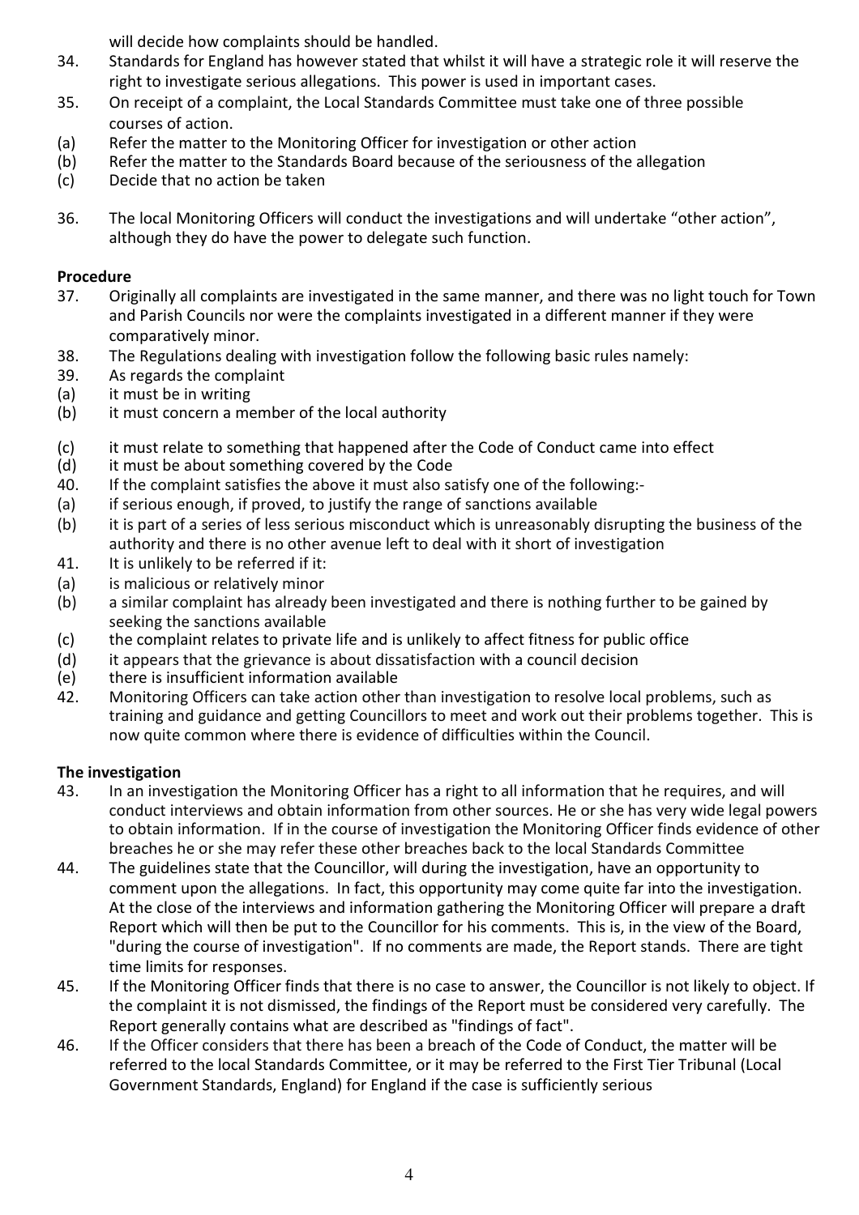will decide how complaints should be handled.

34. Standards for England has however stated that whilst it will have a strategic role it will reserve the right to investigate serious allegations. This power is used in important cases.

35. On receipt of a complaint, the Local Standards Committee must take one of three possible courses of action.

(a) Refer the matter to the Monitoring Officer for investigation or other action

(b) Refer the matter to the Standards Board because of the seriousness of the allegation

(c) Decide that no action be taken

36. The local Monitoring Officers will conduct the investigations and will undertake "other action", although they do have the power to delegate such function.

**Procedure**

37. Originally all complaints are investigated in the same manner, and there was no light touch for Town and Parish Councils nor were the complaints investigated in a different manner if they were comparatively minor.

38. The Regulations dealing with investigation follow the following basic rules namely:

39. As regards the complaint

(a) it must be in writing

(b) it must concern a member of the local authority

(c) it must relate to something that happened after the Code of Conduct came into effect

(d) it must be about something covered by the Code

40. If the complaint satisfies the above it must also satisfy one of the following:-

(a) if serious enough, if proved, to justify the range of sanctions available

(b) it is part of a series of less serious misconduct which is unreasonably disrupting the business of the authority and there is no other avenue left to deal with it short of investigation

41. It is unlikely to be referred if it:

(a) is malicious or relatively minor

(b) a similar complaint has already been investigated and there is nothing further to be gained by seeking the sanctions available

(c) the complaint relates to private life and is unlikely to affect fitness for public office

(d) it appears that the grievance is about dissatisfaction with a council decision

(e) there is insufficient information available

42. Monitoring Officers can take action other than investigation to resolve local problems, such as training and guidance and getting Councillors to meet and work out their problems together. This is now quite common where there is evidence of difficulties within the Council.

**The investigation**

43. In an investigation the Monitoring Officer has a right to all information that he requires, and will conduct interviews and obtain information from other sources. He or she has very wide legal powers to obtain information. If in the course of investigation the Monitoring Officer finds evidence of other breaches he or she may refer these other breaches back to the local Standards Committee

44. The guidelines state that the Councillor, will during the investigation, have an opportunity to comment upon the allegations. In fact, this opportunity may come quite far into the investigation. At the close of the interviews and information gathering the Monitoring Officer will prepare a draft Report which will then be put to the Councillor for his comments. This is, in the view of the Board, "during the course of investigation". If no comments are made, the Report stands. There are tight time limits for responses.

45. If the Monitoring Officer finds that there is no case to answer, the Councillor is not likely to object. If the complaint it is not dismissed, the findings of the Report must be considered very carefully. The Report generally contains what are described as "findings of fact".

46. If the Officer considers that there has been a breach of the Code of Conduct, the matter will be referred to the local Standards Committee, or it may be referred to the First Tier Tribunal (Local Government Standards, England) for England if the case is sufficiently serious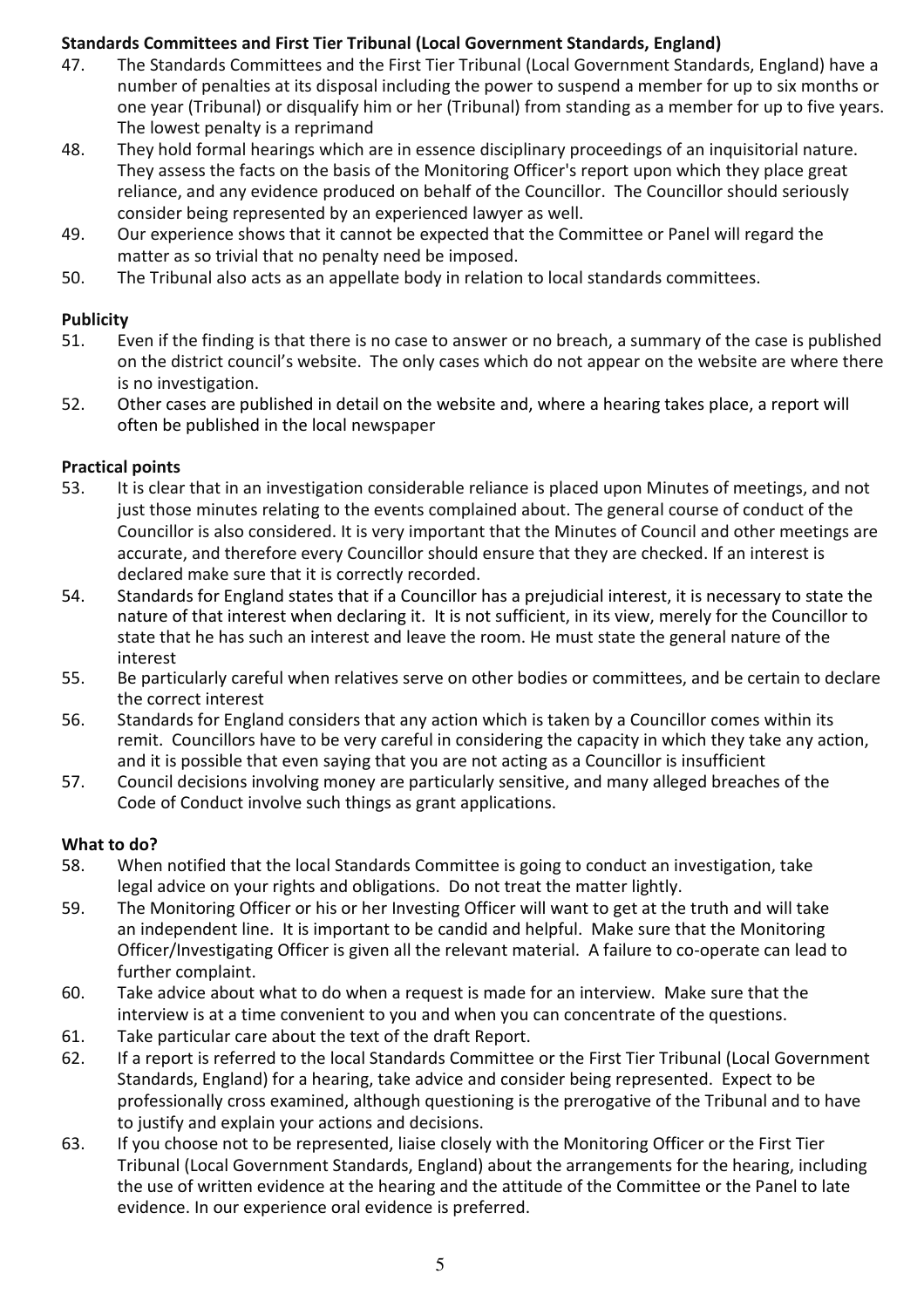**Standards Committees and First Tier Tribunal (Local Government Standards, England)**

47. The Standards Committees and the First Tier Tribunal (Local Government Standards, England) have a number of penalties at its disposal including the power to suspend a member for up to six months or one year (Tribunal) or disqualify him or her (Tribunal) from standing as a member for up to five years. The lowest penalty is a reprimand
48. They hold formal hearings which are in essence disciplinary proceedings of an inquisitorial nature. They assess the facts on the basis of the Monitoring Officer's report upon which they place great reliance, and any evidence produced on behalf of the Councillor. The Councillor should seriously consider being represented by an experienced lawyer as well.
49. Our experience shows that it cannot be expected that the Committee or Panel will regard the matter as so trivial that no penalty need be imposed.
50. The Tribunal also acts as an appellate body in relation to local standards committees.

**Publicity**

51. Even if the finding is that there is no case to answer or no breach, a summary of the case is published on the district council's website. The only cases which do not appear on the website are where there is no investigation.
52. Other cases are published in detail on the website and, where a hearing takes place, a report will often be published in the local newspaper

**Practical points**

53. It is clear that in an investigation considerable reliance is placed upon Minutes of meetings, and not just those minutes relating to the events complained about. The general course of conduct of the Councillor is also considered. It is very important that the Minutes of Council and other meetings are accurate, and therefore every Councillor should ensure that they are checked. If an interest is declared make sure that it is correctly recorded.
54. Standards for England states that if a Councillor has a prejudicial interest, it is necessary to state the nature of that interest when declaring it. It is not sufficient, in its view, merely for the Councillor to state that he has such an interest and leave the room. He must state the general nature of the interest
55. Be particularly careful when relatives serve on other bodies or committees, and be certain to declare the correct interest
56. Standards for England considers that any action which is taken by a Councillor comes within its remit. Councillors have to be very careful in considering the capacity in which they take any action, and it is possible that even saying that you are not acting as a Councillor is insufficient
57. Council decisions involving money are particularly sensitive, and many alleged breaches of the Code of Conduct involve such things as grant applications.

**What to do?**

58. When notified that the local Standards Committee is going to conduct an investigation, take legal advice on your rights and obligations. Do not treat the matter lightly.
59. The Monitoring Officer or his or her Investing Officer will want to get at the truth and will take an independent line. It is important to be candid and helpful. Make sure that the Monitoring Officer/Investigating Officer is given all the relevant material. A failure to co-operate can lead to further complaint.
60. Take advice about what to do when a request is made for an interview. Make sure that the interview is at a time convenient to you and when you can concentrate of the questions.
61. Take particular care about the text of the draft Report.
62. If a report is referred to the local Standards Committee or the First Tier Tribunal (Local Government Standards, England) for a hearing, take advice and consider being represented. Expect to be professionally cross examined, although questioning is the prerogative of the Tribunal and to have to justify and explain your actions and decisions.
63. If you choose not to be represented, liaise closely with the Monitoring Officer or the First Tier Tribunal (Local Government Standards, England) about the arrangements for the hearing, including the use of written evidence at the hearing and the attitude of the Committee or the Panel to late evidence. In our experience oral evidence is preferred.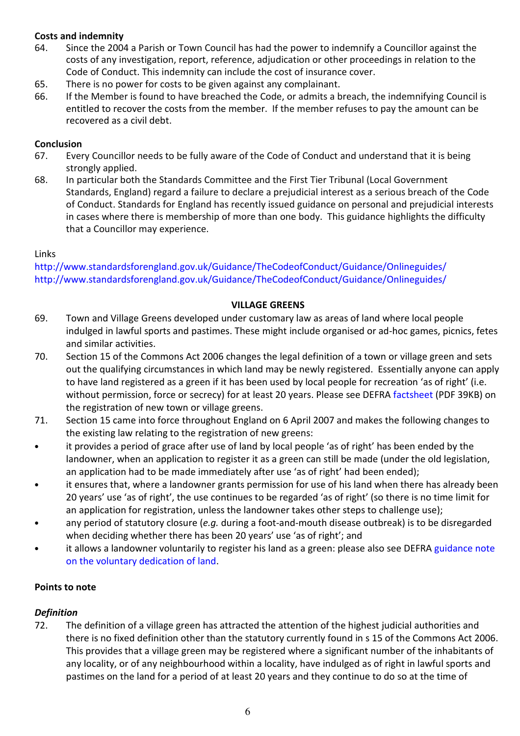**Costs and indemnity**

64. Since the 2004 a Parish or Town Council has had the power to indemnify a Councillor against the costs of any investigation, report, reference, adjudication or other proceedings in relation to the Code of Conduct. This indemnity can include the cost of insurance cover.
65. There is no power for costs to be given against any complainant.
66. If the Member is found to have breached the Code, or admits a breach, the indemnifying Council is entitled to recover the costs from the member. If the member refuses to pay the amount can be recovered as a civil debt.

**Conclusion**

67. Every Councillor needs to be fully aware of the Code of Conduct and understand that it is being strongly applied.
68. In particular both the Standards Committee and the First Tier Tribunal (Local Government Standards, England) regard a failure to declare a prejudicial interest as a serious breach of the Code of Conduct. Standards for England has recently issued guidance on personal and prejudicial interests in cases where there is membership of more than one body. This guidance highlights the difficulty that a Councillor may experience.

Links
http://www.standardsforengland.gov.uk/Guidance/TheCodeofConduct/Guidance/Onlineguides/
http://www.standardsforengland.gov.uk/Guidance/TheCodeofConduct/Guidance/Onlineguides/

## VILLAGE GREENS

69. Town and Village Greens developed under customary law as areas of land where local people indulged in lawful sports and pastimes. These might include organised or ad-hoc games, picnics, fetes and similar activities.
70. Section 15 of the Commons Act 2006 changes the legal definition of a town or village green and sets out the qualifying circumstances in which land may be newly registered. Essentially anyone can apply to have land registered as a green if it has been used by local people for recreation 'as of right' (i.e. without permission, force or secrecy) for at least 20 years. Please see DEFRA factsheet (PDF 39KB) on the registration of new town or village greens.
71. Section 15 came into force throughout England on 6 April 2007 and makes the following changes to the existing law relating to the registration of new greens:

- it provides a period of grace after use of land by local people 'as of right' has been ended by the landowner, when an application to register it as a green can still be made (under the old legislation, an application had to be made immediately after use 'as of right' had been ended);
- it ensures that, where a landowner grants permission for use of his land when there has already been 20 years' use 'as of right', the use continues to be regarded 'as of right' (so there is no time limit for an application for registration, unless the landowner takes other steps to challenge use);
- any period of statutory closure (*e.g.* during a foot-and-mouth disease outbreak) is to be disregarded when deciding whether there has been 20 years' use 'as of right'; and
- it allows a landowner voluntarily to register his land as a green: please also see DEFRA guidance note on the voluntary dedication of land.

**Points to note**

***Definition***

72. The definition of a village green has attracted the attention of the highest judicial authorities and there is no fixed definition other than the statutory currently found in s 15 of the Commons Act 2006. This provides that a village green may be registered where a significant number of the inhabitants of any locality, or of any neighbourhood within a locality, have indulged as of right in lawful sports and pastimes on the land for a period of at least 20 years and they continue to do so at the time of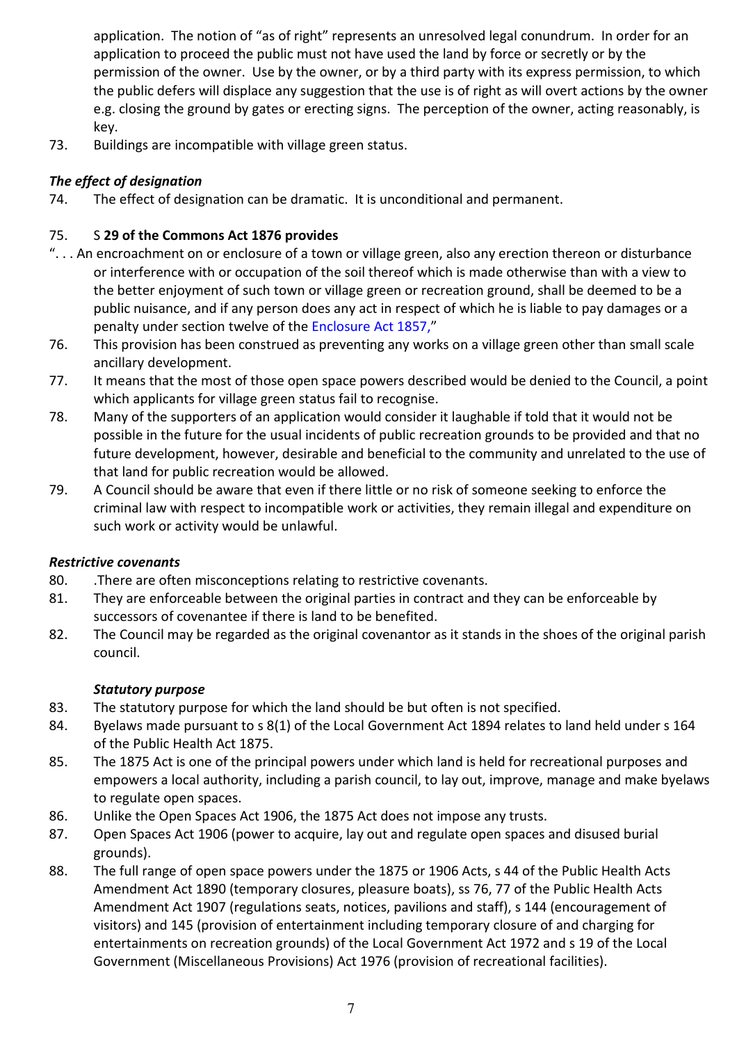application. The notion of "as of right" represents an unresolved legal conundrum. In order for an application to proceed the public must not have used the land by force or secretly or by the permission of the owner. Use by the owner, or by a third party with its express permission, to which the public defers will displace any suggestion that the use is of right as will overt actions by the owner e.g. closing the ground by gates or erecting signs. The perception of the owner, acting reasonably, is key.

73. Buildings are incompatible with village green status.

***The effect of designation***

74. The effect of designation can be dramatic. It is unconditional and permanent.

75. S **29 of the Commons Act 1876 provides**

". . . An encroachment on or enclosure of a town or village green, also any erection thereon or disturbance or interference with or occupation of the soil thereof which is made otherwise than with a view to the better enjoyment of such town or village green or recreation ground, shall be deemed to be a public nuisance, and if any person does any act in respect of which he is liable to pay damages or a penalty under section twelve of the Enclosure Act 1857,"

76. This provision has been construed as preventing any works on a village green other than small scale ancillary development.

77. It means that the most of those open space powers described would be denied to the Council, a point which applicants for village green status fail to recognise.

78. Many of the supporters of an application would consider it laughable if told that it would not be possible in the future for the usual incidents of public recreation grounds to be provided and that no future development, however, desirable and beneficial to the community and unrelated to the use of that land for public recreation would be allowed.

79. A Council should be aware that even if there little or no risk of someone seeking to enforce the criminal law with respect to incompatible work or activities, they remain illegal and expenditure on such work or activity would be unlawful.

***Restrictive covenants***

80. .There are often misconceptions relating to restrictive covenants.

81. They are enforceable between the original parties in contract and they can be enforceable by successors of covenantee if there is land to be benefited.

82. The Council may be regarded as the original covenantor as it stands in the shoes of the original parish council.

***Statutory purpose***

83. The statutory purpose for which the land should be but often is not specified.

84. Byelaws made pursuant to s 8(1) of the Local Government Act 1894 relates to land held under s 164 of the Public Health Act 1875.

85. The 1875 Act is one of the principal powers under which land is held for recreational purposes and empowers a local authority, including a parish council, to lay out, improve, manage and make byelaws to regulate open spaces.

86. Unlike the Open Spaces Act 1906, the 1875 Act does not impose any trusts.

87. Open Spaces Act 1906 (power to acquire, lay out and regulate open spaces and disused burial grounds).

88. The full range of open space powers under the 1875 or 1906 Acts, s 44 of the Public Health Acts Amendment Act 1890 (temporary closures, pleasure boats), ss 76, 77 of the Public Health Acts Amendment Act 1907 (regulations seats, notices, pavilions and staff), s 144 (encouragement of visitors) and 145 (provision of entertainment including temporary closure of and charging for entertainments on recreation grounds) of the Local Government Act 1972 and s 19 of the Local Government (Miscellaneous Provisions) Act 1976 (provision of recreational facilities).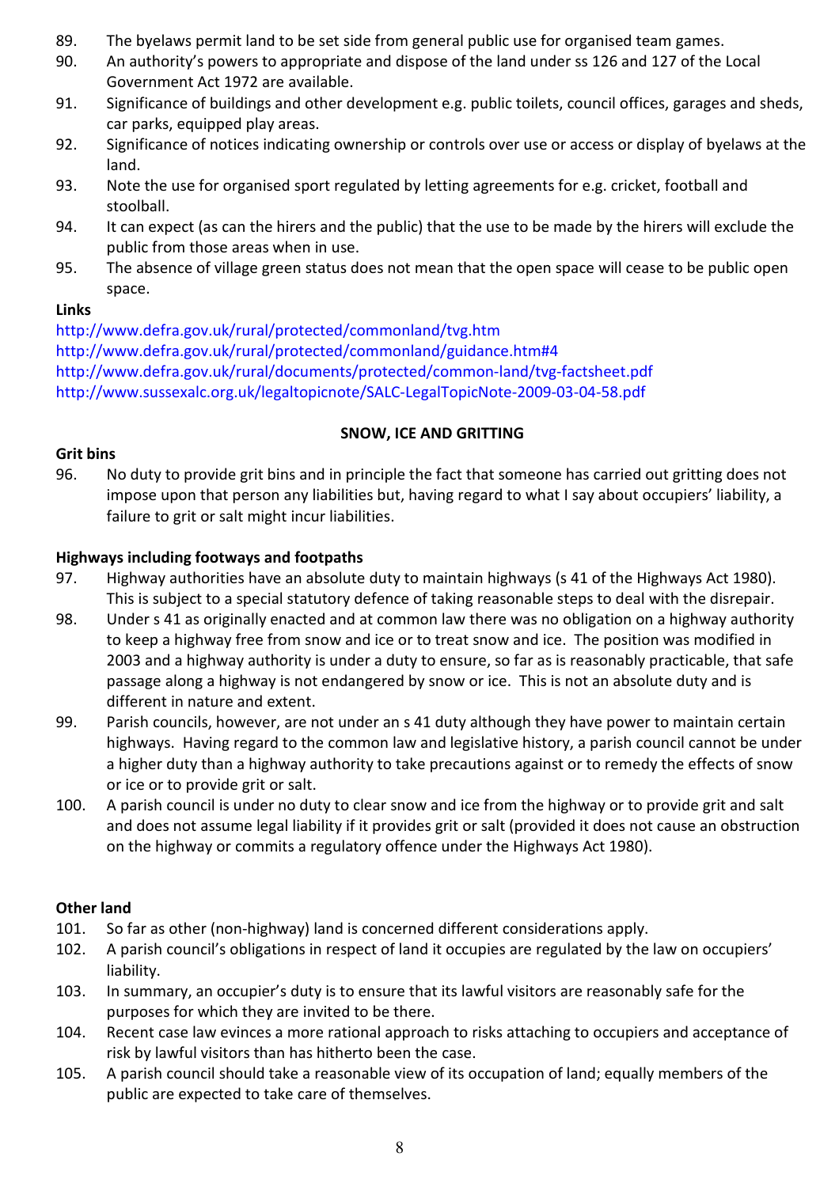89. The byelaws permit land to be set side from general public use for organised team games.
90. An authority's powers to appropriate and dispose of the land under ss 126 and 127 of the Local Government Act 1972 are available.
91. Significance of buildings and other development e.g. public toilets, council offices, garages and sheds, car parks, equipped play areas.
92. Significance of notices indicating ownership or controls over use or access or display of byelaws at the land.
93. Note the use for organised sport regulated by letting agreements for e.g. cricket, football and stoolball.
94. It can expect (as can the hirers and the public) that the use to be made by the hirers will exclude the public from those areas when in use.
95. The absence of village green status does not mean that the open space will cease to be public open space.

**Links**

http://www.defra.gov.uk/rural/protected/commonland/tvg.htm
http://www.defra.gov.uk/rural/protected/commonland/guidance.htm#4
http://www.defra.gov.uk/rural/documents/protected/common-land/tvg-factsheet.pdf
http://www.sussexalc.org.uk/legaltopicnote/SALC-LegalTopicNote-2009-03-04-58.pdf

## SNOW, ICE AND GRITTING

**Grit bins**

96. No duty to provide grit bins and in principle the fact that someone has carried out gritting does not impose upon that person any liabilities but, having regard to what I say about occupiers' liability, a failure to grit or salt might incur liabilities.

**Highways including footways and footpaths**

97. Highway authorities have an absolute duty to maintain highways (s 41 of the Highways Act 1980). This is subject to a special statutory defence of taking reasonable steps to deal with the disrepair.
98. Under s 41 as originally enacted and at common law there was no obligation on a highway authority to keep a highway free from snow and ice or to treat snow and ice. The position was modified in 2003 and a highway authority is under a duty to ensure, so far as is reasonably practicable, that safe passage along a highway is not endangered by snow or ice. This is not an absolute duty and is different in nature and extent.
99. Parish councils, however, are not under an s 41 duty although they have power to maintain certain highways. Having regard to the common law and legislative history, a parish council cannot be under a higher duty than a highway authority to take precautions against or to remedy the effects of snow or ice or to provide grit or salt.
100. A parish council is under no duty to clear snow and ice from the highway or to provide grit and salt and does not assume legal liability if it provides grit or salt (provided it does not cause an obstruction on the highway or commits a regulatory offence under the Highways Act 1980).

**Other land**

101. So far as other (non-highway) land is concerned different considerations apply.
102. A parish council's obligations in respect of land it occupies are regulated by the law on occupiers' liability.
103. In summary, an occupier's duty is to ensure that its lawful visitors are reasonably safe for the purposes for which they are invited to be there.
104. Recent case law evinces a more rational approach to risks attaching to occupiers and acceptance of risk by lawful visitors than has hitherto been the case.
105. A parish council should take a reasonable view of its occupation of land; equally members of the public are expected to take care of themselves.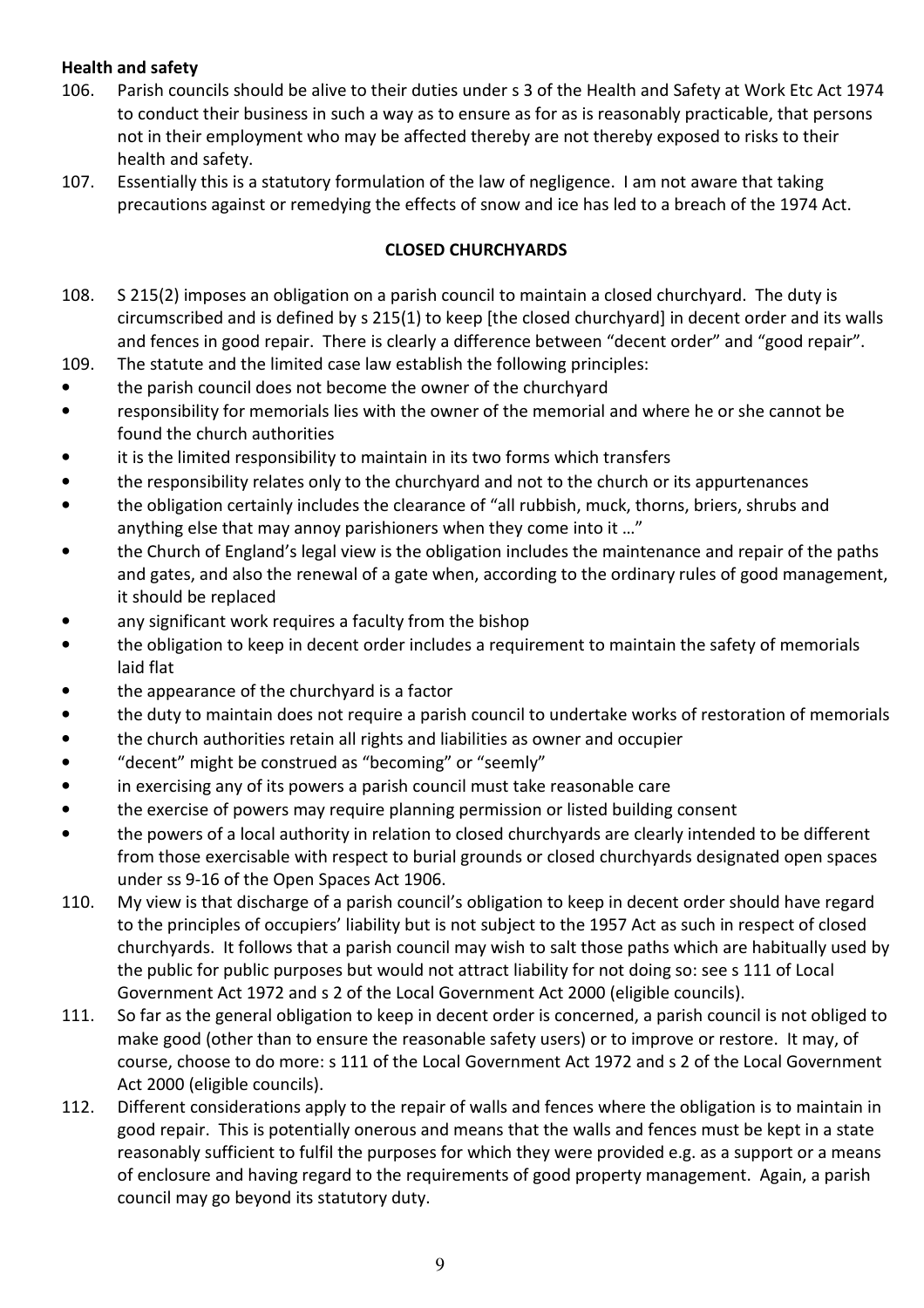**Health and safety**

106. Parish councils should be alive to their duties under s 3 of the Health and Safety at Work Etc Act 1974 to conduct their business in such a way as to ensure as for as is reasonably practicable, that persons not in their employment who may be affected thereby are not thereby exposed to risks to their health and safety.

107. Essentially this is a statutory formulation of the law of negligence. I am not aware that taking precautions against or remedying the effects of snow and ice has led to a breach of the 1974 Act.

## CLOSED CHURCHYARDS

108. S 215(2) imposes an obligation on a parish council to maintain a closed churchyard. The duty is circumscribed and is defined by s 215(1) to keep [the closed churchyard] in decent order and its walls and fences in good repair. There is clearly a difference between "decent order" and "good repair".

109. The statute and the limited case law establish the following principles:

- the parish council does not become the owner of the churchyard
- responsibility for memorials lies with the owner of the memorial and where he or she cannot be found the church authorities
- it is the limited responsibility to maintain in its two forms which transfers
- the responsibility relates only to the churchyard and not to the church or its appurtenances
- the obligation certainly includes the clearance of "all rubbish, muck, thorns, briers, shrubs and anything else that may annoy parishioners when they come into it …"
- the Church of England's legal view is the obligation includes the maintenance and repair of the paths and gates, and also the renewal of a gate when, according to the ordinary rules of good management, it should be replaced
- any significant work requires a faculty from the bishop
- the obligation to keep in decent order includes a requirement to maintain the safety of memorials laid flat
- the appearance of the churchyard is a factor
- the duty to maintain does not require a parish council to undertake works of restoration of memorials
- the church authorities retain all rights and liabilities as owner and occupier
- "decent" might be construed as "becoming" or "seemly"
- in exercising any of its powers a parish council must take reasonable care
- the exercise of powers may require planning permission or listed building consent
- the powers of a local authority in relation to closed churchyards are clearly intended to be different from those exercisable with respect to burial grounds or closed churchyards designated open spaces under ss 9-16 of the Open Spaces Act 1906.

110. My view is that discharge of a parish council's obligation to keep in decent order should have regard to the principles of occupiers' liability but is not subject to the 1957 Act as such in respect of closed churchyards. It follows that a parish council may wish to salt those paths which are habitually used by the public for public purposes but would not attract liability for not doing so: see s 111 of Local Government Act 1972 and s 2 of the Local Government Act 2000 (eligible councils).

111. So far as the general obligation to keep in decent order is concerned, a parish council is not obliged to make good (other than to ensure the reasonable safety users) or to improve or restore. It may, of course, choose to do more: s 111 of the Local Government Act 1972 and s 2 of the Local Government Act 2000 (eligible councils).

112. Different considerations apply to the repair of walls and fences where the obligation is to maintain in good repair. This is potentially onerous and means that the walls and fences must be kept in a state reasonably sufficient to fulfil the purposes for which they were provided e.g. as a support or a means of enclosure and having regard to the requirements of good property management. Again, a parish council may go beyond its statutory duty.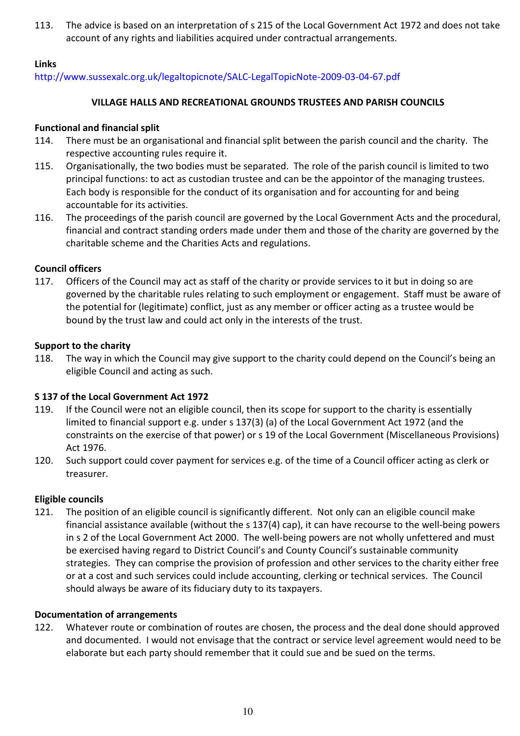113. The advice is based on an interpretation of s 215 of the Local Government Act 1972 and does not take account of any rights and liabilities acquired under contractual arrangements.

**Links**

http://www.sussexalc.org.uk/legaltopicnote/SALC-LegalTopicNote-2009-03-04-67.pdf

## VILLAGE HALLS AND RECREATIONAL GROUNDS TRUSTEES AND PARISH COUNCILS

**Functional and financial split**

114. There must be an organisational and financial split between the parish council and the charity. The respective accounting rules require it.

115. Organisationally, the two bodies must be separated. The role of the parish council is limited to two principal functions: to act as custodian trustee and can be the appointor of the managing trustees. Each body is responsible for the conduct of its organisation and for accounting for and being accountable for its activities.

116. The proceedings of the parish council are governed by the Local Government Acts and the procedural, financial and contract standing orders made under them and those of the charity are governed by the charitable scheme and the Charities Acts and regulations.

**Council officers**

117. Officers of the Council may act as staff of the charity or provide services to it but in doing so are governed by the charitable rules relating to such employment or engagement. Staff must be aware of the potential for (legitimate) conflict, just as any member or officer acting as a trustee would be bound by the trust law and could act only in the interests of the trust.

**Support to the charity**

118. The way in which the Council may give support to the charity could depend on the Council's being an eligible Council and acting as such.

**S 137 of the Local Government Act 1972**

119. If the Council were not an eligible council, then its scope for support to the charity is essentially limited to financial support e.g. under s 137(3) (a) of the Local Government Act 1972 (and the constraints on the exercise of that power) or s 19 of the Local Government (Miscellaneous Provisions) Act 1976.

120. Such support could cover payment for services e.g. of the time of a Council officer acting as clerk or treasurer.

**Eligible councils**

121. The position of an eligible council is significantly different. Not only can an eligible council make financial assistance available (without the s 137(4) cap), it can have recourse to the well-being powers in s 2 of the Local Government Act 2000. The well-being powers are not wholly unfettered and must be exercised having regard to District Council's and County Council's sustainable community strategies. They can comprise the provision of profession and other services to the charity either free or at a cost and such services could include accounting, clerking or technical services. The Council should always be aware of its fiduciary duty to its taxpayers.

**Documentation of arrangements**

122. Whatever route or combination of routes are chosen, the process and the deal done should approved and documented. I would not envisage that the contract or service level agreement would need to be elaborate but each party should remember that it could sue and be sued on the terms.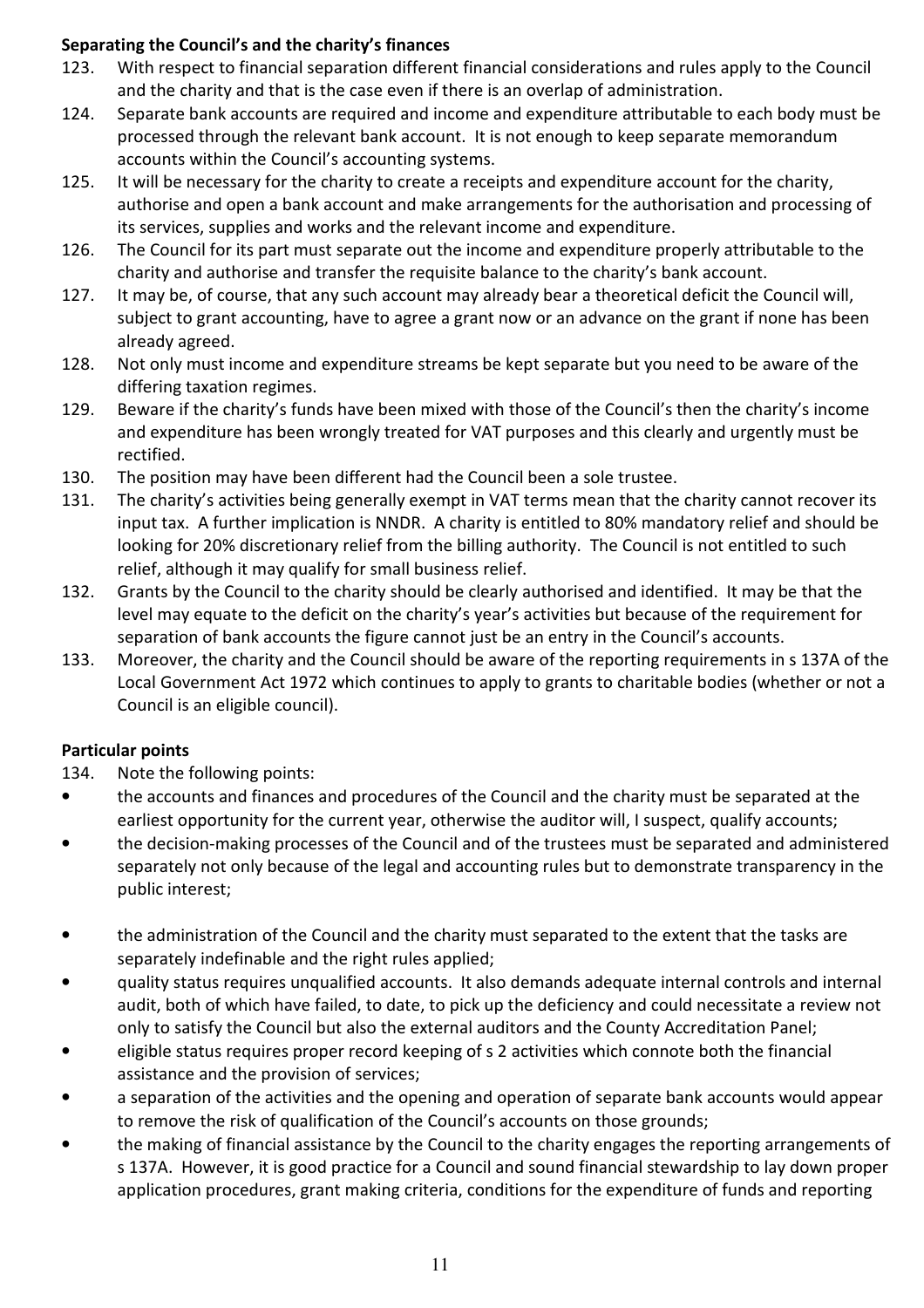**Separating the Council's and the charity's finances**

123. With respect to financial separation different financial considerations and rules apply to the Council and the charity and that is the case even if there is an overlap of administration.
124. Separate bank accounts are required and income and expenditure attributable to each body must be processed through the relevant bank account. It is not enough to keep separate memorandum accounts within the Council's accounting systems.
125. It will be necessary for the charity to create a receipts and expenditure account for the charity, authorise and open a bank account and make arrangements for the authorisation and processing of its services, supplies and works and the relevant income and expenditure.
126. The Council for its part must separate out the income and expenditure properly attributable to the charity and authorise and transfer the requisite balance to the charity's bank account.
127. It may be, of course, that any such account may already bear a theoretical deficit the Council will, subject to grant accounting, have to agree a grant now or an advance on the grant if none has been already agreed.
128. Not only must income and expenditure streams be kept separate but you need to be aware of the differing taxation regimes.
129. Beware if the charity's funds have been mixed with those of the Council's then the charity's income and expenditure has been wrongly treated for VAT purposes and this clearly and urgently must be rectified.
130. The position may have been different had the Council been a sole trustee.
131. The charity's activities being generally exempt in VAT terms mean that the charity cannot recover its input tax. A further implication is NNDR. A charity is entitled to 80% mandatory relief and should be looking for 20% discretionary relief from the billing authority. The Council is not entitled to such relief, although it may qualify for small business relief.
132. Grants by the Council to the charity should be clearly authorised and identified. It may be that the level may equate to the deficit on the charity's year's activities but because of the requirement for separation of bank accounts the figure cannot just be an entry in the Council's accounts.
133. Moreover, the charity and the Council should be aware of the reporting requirements in s 137A of the Local Government Act 1972 which continues to apply to grants to charitable bodies (whether or not a Council is an eligible council).

**Particular points**

134. Note the following points:

- the accounts and finances and procedures of the Council and the charity must be separated at the earliest opportunity for the current year, otherwise the auditor will, I suspect, qualify accounts;
- the decision-making processes of the Council and of the trustees must be separated and administered separately not only because of the legal and accounting rules but to demonstrate transparency in the public interest;
- the administration of the Council and the charity must separated to the extent that the tasks are separately indefinable and the right rules applied;
- quality status requires unqualified accounts. It also demands adequate internal controls and internal audit, both of which have failed, to date, to pick up the deficiency and could necessitate a review not only to satisfy the Council but also the external auditors and the County Accreditation Panel;
- eligible status requires proper record keeping of s 2 activities which connote both the financial assistance and the provision of services;
- a separation of the activities and the opening and operation of separate bank accounts would appear to remove the risk of qualification of the Council's accounts on those grounds;
- the making of financial assistance by the Council to the charity engages the reporting arrangements of s 137A. However, it is good practice for a Council and sound financial stewardship to lay down proper application procedures, grant making criteria, conditions for the expenditure of funds and reporting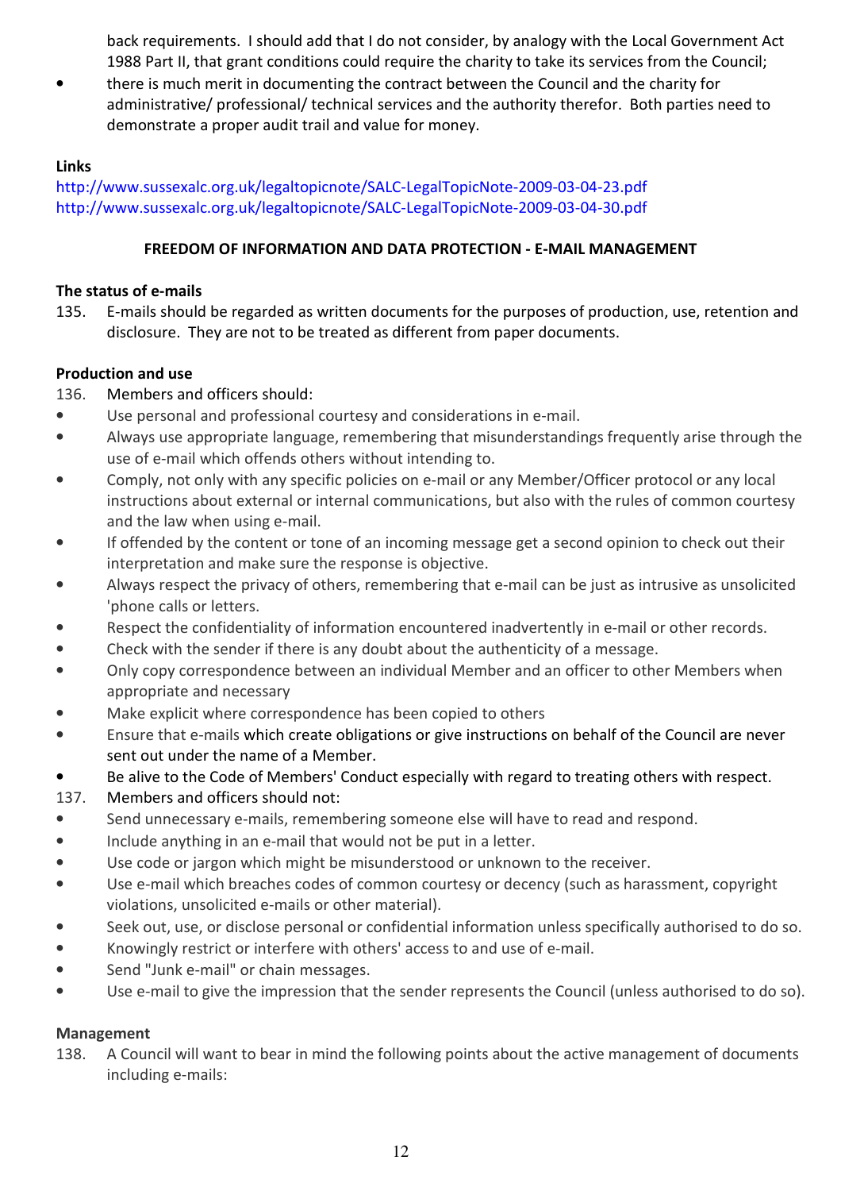back requirements. I should add that I do not consider, by analogy with the Local Government Act 1988 Part II, that grant conditions could require the charity to take its services from the Council;

- there is much merit in documenting the contract between the Council and the charity for administrative/ professional/ technical services and the authority therefor. Both parties need to demonstrate a proper audit trail and value for money.

**Links**

http://www.sussexalc.org.uk/legaltopicnote/SALC-LegalTopicNote-2009-03-04-23.pdf
http://www.sussexalc.org.uk/legaltopicnote/SALC-LegalTopicNote-2009-03-04-30.pdf

## FREEDOM OF INFORMATION AND DATA PROTECTION - E-MAIL MANAGEMENT

**The status of e-mails**

135. E-mails should be regarded as written documents for the purposes of production, use, retention and disclosure. They are not to be treated as different from paper documents.

**Production and use**

136. Members and officers should:

- Use personal and professional courtesy and considerations in e-mail.
- Always use appropriate language, remembering that misunderstandings frequently arise through the use of e-mail which offends others without intending to.
- Comply, not only with any specific policies on e-mail or any Member/Officer protocol or any local instructions about external or internal communications, but also with the rules of common courtesy and the law when using e-mail.
- If offended by the content or tone of an incoming message get a second opinion to check out their interpretation and make sure the response is objective.
- Always respect the privacy of others, remembering that e-mail can be just as intrusive as unsolicited 'phone calls or letters.
- Respect the confidentiality of information encountered inadvertently in e-mail or other records.
- Check with the sender if there is any doubt about the authenticity of a message.
- Only copy correspondence between an individual Member and an officer to other Members when appropriate and necessary
- Make explicit where correspondence has been copied to others
- Ensure that e-mails which create obligations or give instructions on behalf of the Council are never sent out under the name of a Member.
- Be alive to the Code of Members' Conduct especially with regard to treating others with respect.

137. Members and officers should not:

- Send unnecessary e-mails, remembering someone else will have to read and respond.
- Include anything in an e-mail that would not be put in a letter.
- Use code or jargon which might be misunderstood or unknown to the receiver.
- Use e-mail which breaches codes of common courtesy or decency (such as harassment, copyright violations, unsolicited e-mails or other material).
- Seek out, use, or disclose personal or confidential information unless specifically authorised to do so.
- Knowingly restrict or interfere with others' access to and use of e-mail.
- Send "Junk e-mail" or chain messages.
- Use e-mail to give the impression that the sender represents the Council (unless authorised to do so).

**Management**

138. A Council will want to bear in mind the following points about the active management of documents including e-mails: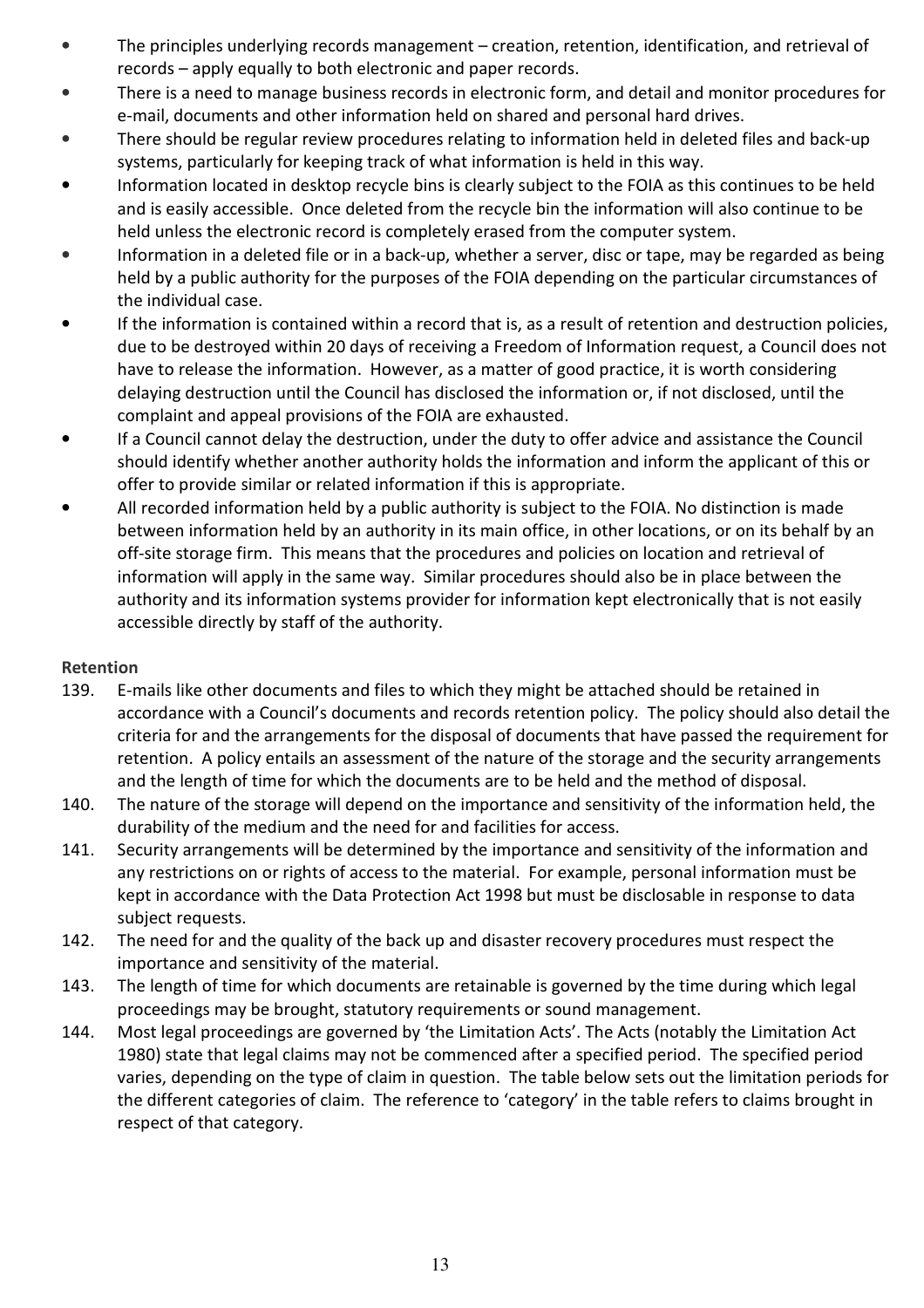- The principles underlying records management – creation, retention, identification, and retrieval of records – apply equally to both electronic and paper records.
- There is a need to manage business records in electronic form, and detail and monitor procedures for e-mail, documents and other information held on shared and personal hard drives.
- There should be regular review procedures relating to information held in deleted files and back-up systems, particularly for keeping track of what information is held in this way.
- Information located in desktop recycle bins is clearly subject to the FOIA as this continues to be held and is easily accessible. Once deleted from the recycle bin the information will also continue to be held unless the electronic record is completely erased from the computer system.
- Information in a deleted file or in a back-up, whether a server, disc or tape, may be regarded as being held by a public authority for the purposes of the FOIA depending on the particular circumstances of the individual case.
- If the information is contained within a record that is, as a result of retention and destruction policies, due to be destroyed within 20 days of receiving a Freedom of Information request, a Council does not have to release the information. However, as a matter of good practice, it is worth considering delaying destruction until the Council has disclosed the information or, if not disclosed, until the complaint and appeal provisions of the FOIA are exhausted.
- If a Council cannot delay the destruction, under the duty to offer advice and assistance the Council should identify whether another authority holds the information and inform the applicant of this or offer to provide similar or related information if this is appropriate.
- All recorded information held by a public authority is subject to the FOIA. No distinction is made between information held by an authority in its main office, in other locations, or on its behalf by an off-site storage firm. This means that the procedures and policies on location and retrieval of information will apply in the same way. Similar procedures should also be in place between the authority and its information systems provider for information kept electronically that is not easily accessible directly by staff of the authority.

**Retention**

139. E-mails like other documents and files to which they might be attached should be retained in accordance with a Council's documents and records retention policy. The policy should also detail the criteria for and the arrangements for the disposal of documents that have passed the requirement for retention. A policy entails an assessment of the nature of the storage and the security arrangements and the length of time for which the documents are to be held and the method of disposal.
140. The nature of the storage will depend on the importance and sensitivity of the information held, the durability of the medium and the need for and facilities for access.
141. Security arrangements will be determined by the importance and sensitivity of the information and any restrictions on or rights of access to the material. For example, personal information must be kept in accordance with the Data Protection Act 1998 but must be disclosable in response to data subject requests.
142. The need for and the quality of the back up and disaster recovery procedures must respect the importance and sensitivity of the material.
143. The length of time for which documents are retainable is governed by the time during which legal proceedings may be brought, statutory requirements or sound management.
144. Most legal proceedings are governed by 'the Limitation Acts'. The Acts (notably the Limitation Act 1980) state that legal claims may not be commenced after a specified period. The specified period varies, depending on the type of claim in question. The table below sets out the limitation periods for the different categories of claim. The reference to 'category' in the table refers to claims brought in respect of that category.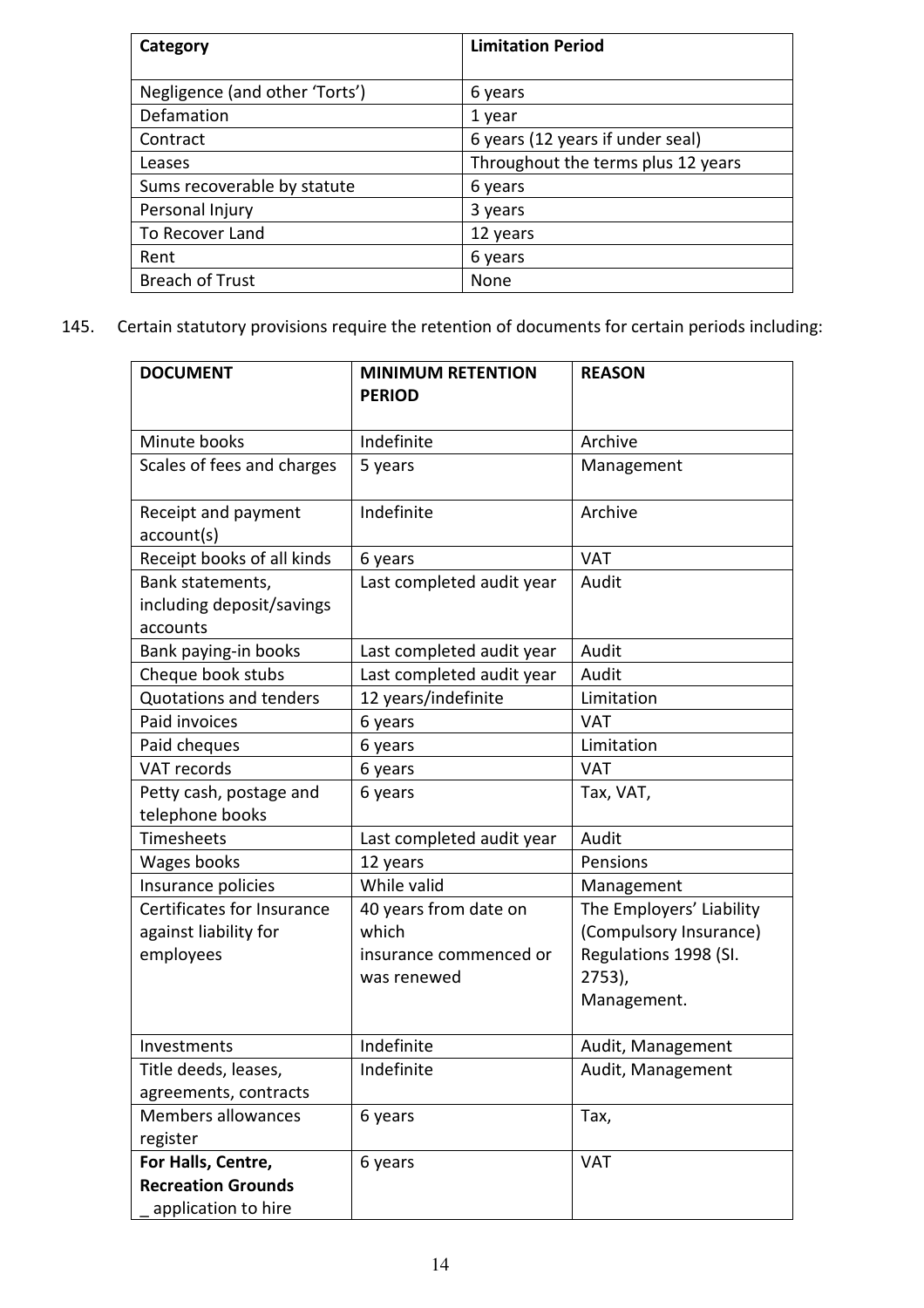| Category | Limitation Period |
| --- | --- |
| Negligence (and other 'Torts') | 6 years |
| Defamation | 1 year |
| Contract | 6 years (12 years if under seal) |
| Leases | Throughout the terms plus 12 years |
| Sums recoverable by statute | 6 years |
| Personal Injury | 3 years |
| To Recover Land | 12 years |
| Rent | 6 years |
| Breach of Trust | None |

145. Certain statutory provisions require the retention of documents for certain periods including:

| DOCUMENT | MINIMUM RETENTION PERIOD | REASON |
| --- | --- | --- |
| Minute books | Indefinite | Archive |
| Scales of fees and charges | 5 years | Management |
| Receipt and payment account(s) | Indefinite | Archive |
| Receipt books of all kinds | 6 years | VAT |
| Bank statements, including deposit/savings accounts | Last completed audit year | Audit |
| Bank paying-in books | Last completed audit year | Audit |
| Cheque book stubs | Last completed audit year | Audit |
| Quotations and tenders | 12 years/indefinite | Limitation |
| Paid invoices | 6 years | VAT |
| Paid cheques | 6 years | Limitation |
| VAT records | 6 years | VAT |
| Petty cash, postage and telephone books | 6 years | Tax, VAT, |
| Timesheets | Last completed audit year | Audit |
| Wages books | 12 years | Pensions |
| Insurance policies | While valid | Management |
| Certificates for Insurance against liability for employees | 40 years from date on which insurance commenced or was renewed | The Employers' Liability (Compulsory Insurance) Regulations 1998 (SI. 2753), Management. |
| Investments | Indefinite | Audit, Management |
| Title deeds, leases, agreements, contracts | Indefinite | Audit, Management |
| Members allowances register | 6 years | Tax, |
| **For Halls, Centre, Recreation Grounds** _ application to hire | 6 years | VAT |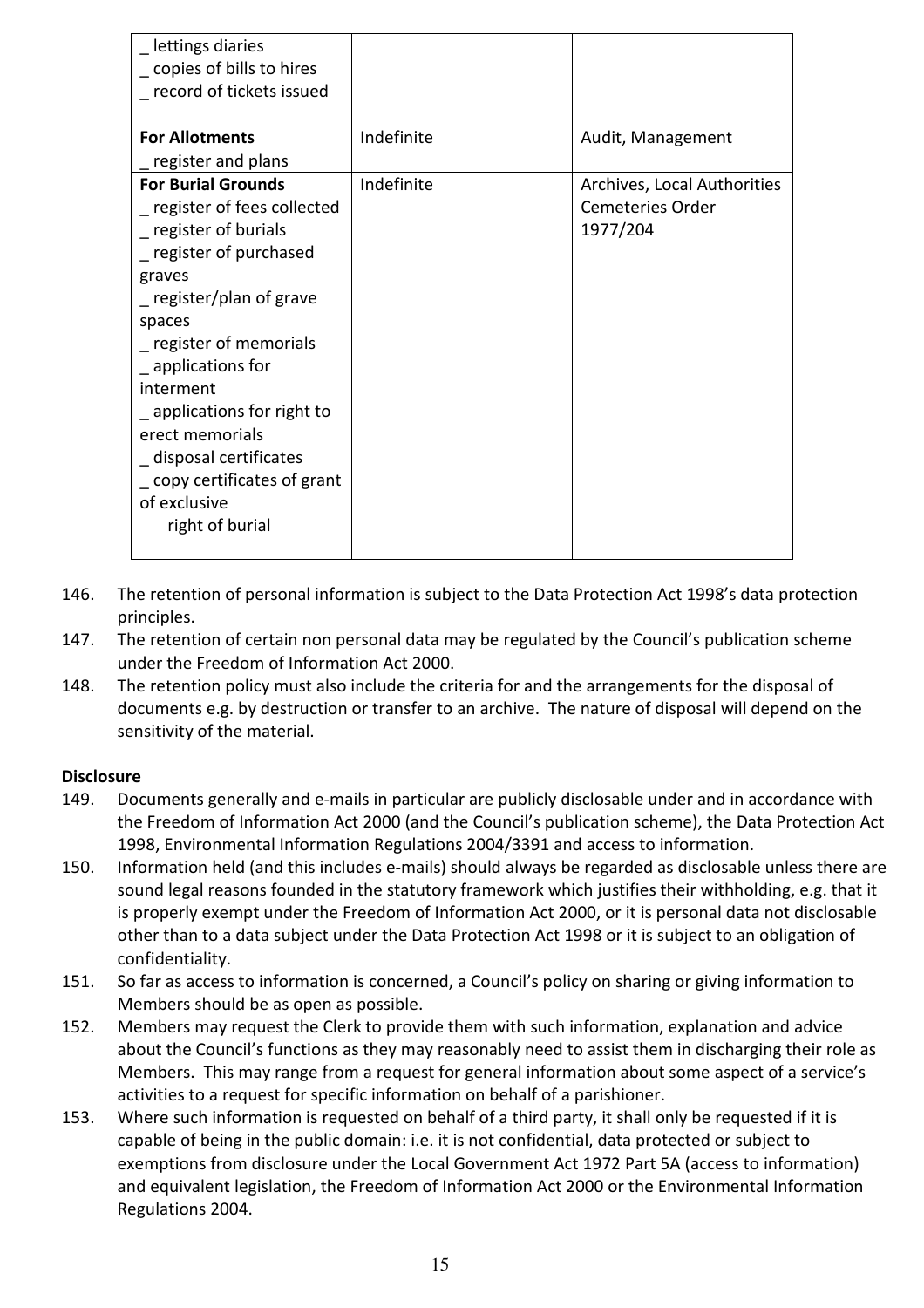| | | |
|---|---|---|
| _ lettings diaries<br>_ copies of bills to hires<br>_ record of tickets issued | | |
| **For Allotments**<br>_ register and plans | Indefinite | Audit, Management |
| **For Burial Grounds**<br>_ register of fees collected<br>_ register of burials<br>_ register of purchased graves<br>_ register/plan of grave spaces<br>_ register of memorials<br>_ applications for interment<br>_ applications for right to erect memorials<br>_ disposal certificates<br>_ copy certificates of grant of exclusive right of burial | Indefinite | Archives, Local Authorities Cemeteries Order 1977/204 |

146. The retention of personal information is subject to the Data Protection Act 1998's data protection principles.
147. The retention of certain non personal data may be regulated by the Council's publication scheme under the Freedom of Information Act 2000.
148. The retention policy must also include the criteria for and the arrangements for the disposal of documents e.g. by destruction or transfer to an archive. The nature of disposal will depend on the sensitivity of the material.

**Disclosure**

149. Documents generally and e-mails in particular are publicly disclosable under and in accordance with the Freedom of Information Act 2000 (and the Council's publication scheme), the Data Protection Act 1998, Environmental Information Regulations 2004/3391 and access to information.
150. Information held (and this includes e-mails) should always be regarded as disclosable unless there are sound legal reasons founded in the statutory framework which justifies their withholding, e.g. that it is properly exempt under the Freedom of Information Act 2000, or it is personal data not disclosable other than to a data subject under the Data Protection Act 1998 or it is subject to an obligation of confidentiality.
151. So far as access to information is concerned, a Council's policy on sharing or giving information to Members should be as open as possible.
152. Members may request the Clerk to provide them with such information, explanation and advice about the Council's functions as they may reasonably need to assist them in discharging their role as Members. This may range from a request for general information about some aspect of a service's activities to a request for specific information on behalf of a parishioner.
153. Where such information is requested on behalf of a third party, it shall only be requested if it is capable of being in the public domain: i.e. it is not confidential, data protected or subject to exemptions from disclosure under the Local Government Act 1972 Part 5A (access to information) and equivalent legislation, the Freedom of Information Act 2000 or the Environmental Information Regulations 2004.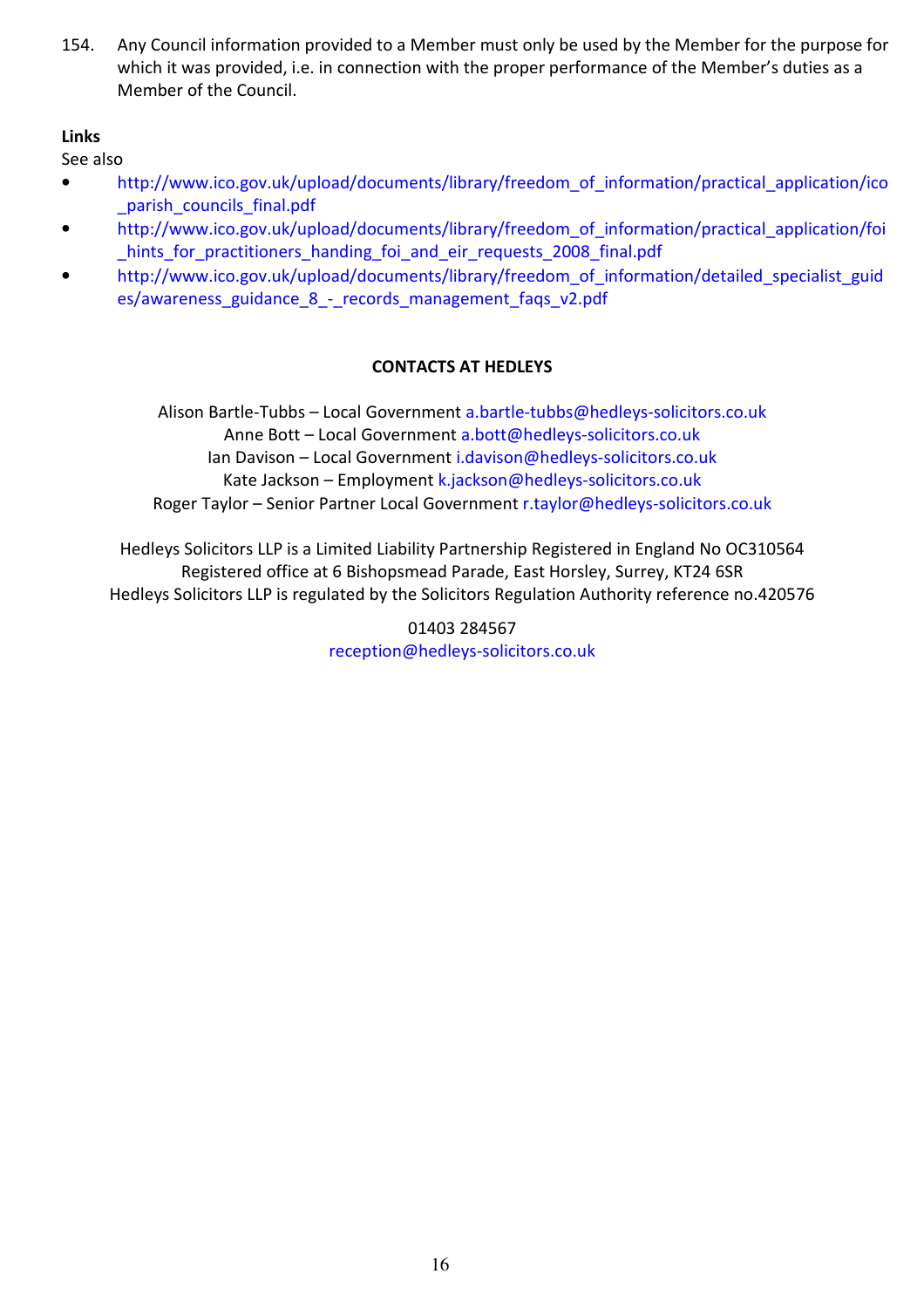154. Any Council information provided to a Member must only be used by the Member for the purpose for which it was provided, i.e. in connection with the proper performance of the Member's duties as a Member of the Council.

**Links**

See also

- http://www.ico.gov.uk/upload/documents/library/freedom_of_information/practical_application/ico_parish_councils_final.pdf
- http://www.ico.gov.uk/upload/documents/library/freedom_of_information/practical_application/foi_hints_for_practitioners_handing_foi_and_eir_requests_2008_final.pdf
- http://www.ico.gov.uk/upload/documents/library/freedom_of_information/detailed_specialist_guides/awareness_guidance_8_-_records_management_faqs_v2.pdf

**CONTACTS AT HEDLEYS**

Alison Bartle-Tubbs – Local Government a.bartle-tubbs@hedleys-solicitors.co.uk
Anne Bott – Local Government a.bott@hedleys-solicitors.co.uk
Ian Davison – Local Government i.davison@hedleys-solicitors.co.uk
Kate Jackson – Employment k.jackson@hedleys-solicitors.co.uk
Roger Taylor – Senior Partner Local Government r.taylor@hedleys-solicitors.co.uk

Hedleys Solicitors LLP is a Limited Liability Partnership Registered in England No OC310564
Registered office at 6 Bishopsmead Parade, East Horsley, Surrey, KT24 6SR
Hedleys Solicitors LLP is regulated by the Solicitors Regulation Authority reference no.420576

01403 284567
reception@hedleys-solicitors.co.uk